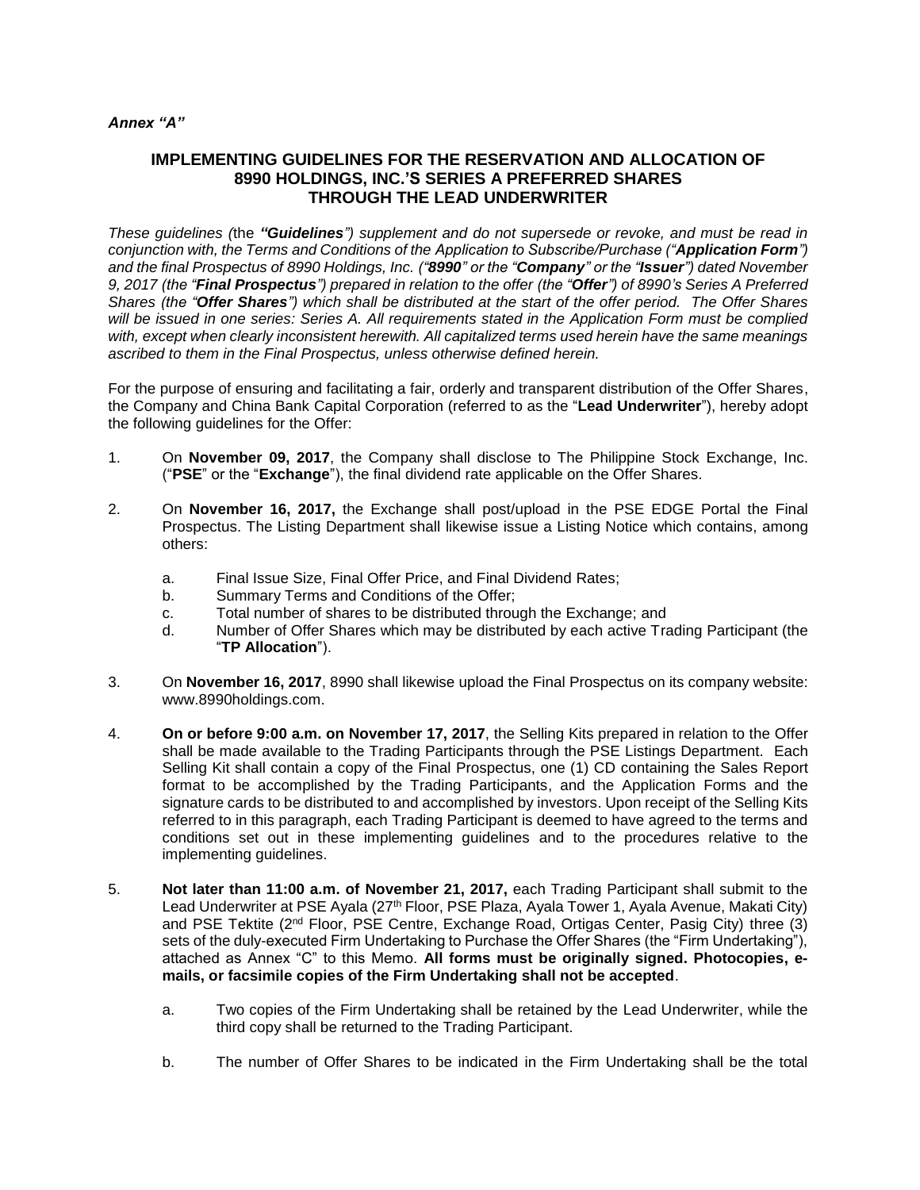***Annex "A"***

## IMPLEMENTING GUIDELINES FOR THE RESERVATION AND ALLOCATION OF 8990 HOLDINGS, INC.'S SERIES A PREFERRED SHARES THROUGH THE LEAD UNDERWRITER

*These guidelines (the **"Guidelines"**) supplement and do not supersede or revoke, and must be read in conjunction with, the Terms and Conditions of the Application to Subscribe/Purchase ("**Application Form**") and the final Prospectus of 8990 Holdings, Inc. ("**8990**" or the "**Company**" or the "**Issuer**") dated November 9, 2017 (the "**Final Prospectus**") prepared in relation to the offer (the "**Offer**") of 8990's Series A Preferred Shares (the "**Offer Shares**") which shall be distributed at the start of the offer period. The Offer Shares will be issued in one series: Series A. All requirements stated in the Application Form must be complied with, except when clearly inconsistent herewith. All capitalized terms used herein have the same meanings ascribed to them in the Final Prospectus, unless otherwise defined herein.*

For the purpose of ensuring and facilitating a fair, orderly and transparent distribution of the Offer Shares, the Company and China Bank Capital Corporation (referred to as the "**Lead Underwriter**"), hereby adopt the following guidelines for the Offer:

1. On **November 09, 2017**, the Company shall disclose to The Philippine Stock Exchange, Inc. ("**PSE**" or the "**Exchange**"), the final dividend rate applicable on the Offer Shares.

2. On **November 16, 2017,** the Exchange shall post/upload in the PSE EDGE Portal the Final Prospectus. The Listing Department shall likewise issue a Listing Notice which contains, among others:

    a. Final Issue Size, Final Offer Price, and Final Dividend Rates;
    b. Summary Terms and Conditions of the Offer;
    c. Total number of shares to be distributed through the Exchange; and
    d. Number of Offer Shares which may be distributed by each active Trading Participant (the "**TP Allocation**").

3. On **November 16, 2017**, 8990 shall likewise upload the Final Prospectus on its company website: www.8990holdings.com.

4. **On or before 9:00 a.m. on November 17, 2017**, the Selling Kits prepared in relation to the Offer shall be made available to the Trading Participants through the PSE Listings Department. Each Selling Kit shall contain a copy of the Final Prospectus, one (1) CD containing the Sales Report format to be accomplished by the Trading Participants, and the Application Forms and the signature cards to be distributed to and accomplished by investors. Upon receipt of the Selling Kits referred to in this paragraph, each Trading Participant is deemed to have agreed to the terms and conditions set out in these implementing guidelines and to the procedures relative to the implementing guidelines.

5. **Not later than 11:00 a.m. of November 21, 2017,** each Trading Participant shall submit to the Lead Underwriter at PSE Ayala (27th Floor, PSE Plaza, Ayala Tower 1, Ayala Avenue, Makati City) and PSE Tektite (2nd Floor, PSE Centre, Exchange Road, Ortigas Center, Pasig City) three (3) sets of the duly-executed Firm Undertaking to Purchase the Offer Shares (the "Firm Undertaking"), attached as Annex "C" to this Memo. **All forms must be originally signed. Photocopies, e-mails, or facsimile copies of the Firm Undertaking shall not be accepted**.

    a. Two copies of the Firm Undertaking shall be retained by the Lead Underwriter, while the third copy shall be returned to the Trading Participant.

    b. The number of Offer Shares to be indicated in the Firm Undertaking shall be the total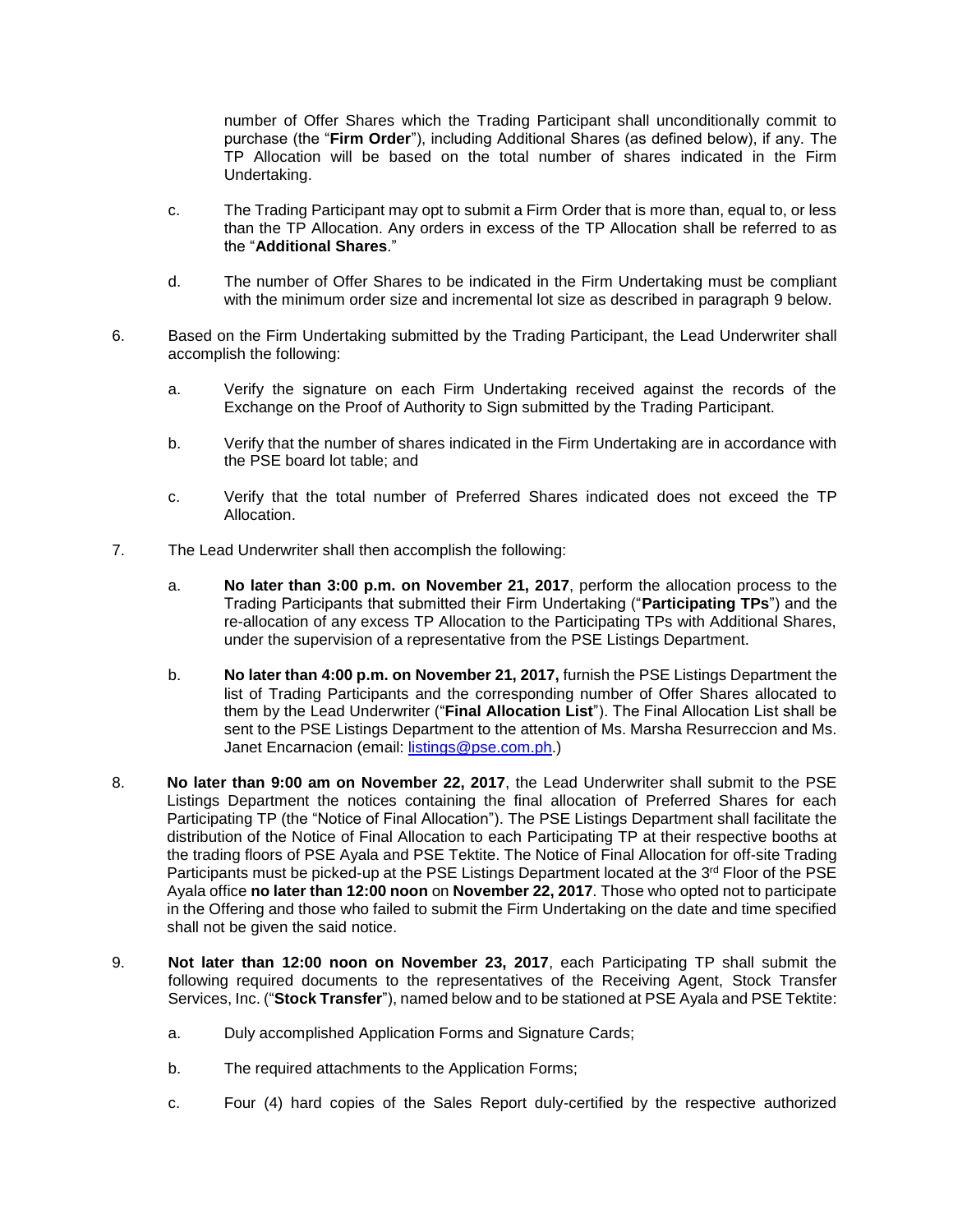number of Offer Shares which the Trading Participant shall unconditionally commit to purchase (the "**Firm Order**"), including Additional Shares (as defined below), if any. The TP Allocation will be based on the total number of shares indicated in the Firm Undertaking.

c. The Trading Participant may opt to submit a Firm Order that is more than, equal to, or less than the TP Allocation. Any orders in excess of the TP Allocation shall be referred to as the "**Additional Shares**."

d. The number of Offer Shares to be indicated in the Firm Undertaking must be compliant with the minimum order size and incremental lot size as described in paragraph 9 below.

6. Based on the Firm Undertaking submitted by the Trading Participant, the Lead Underwriter shall accomplish the following:

   a. Verify the signature on each Firm Undertaking received against the records of the Exchange on the Proof of Authority to Sign submitted by the Trading Participant.

   b. Verify that the number of shares indicated in the Firm Undertaking are in accordance with the PSE board lot table; and

   c. Verify that the total number of Preferred Shares indicated does not exceed the TP Allocation.

7. The Lead Underwriter shall then accomplish the following:

   a. **No later than 3:00 p.m. on November 21, 2017**, perform the allocation process to the Trading Participants that submitted their Firm Undertaking ("**Participating TPs**") and the re-allocation of any excess TP Allocation to the Participating TPs with Additional Shares, under the supervision of a representative from the PSE Listings Department.

   b. **No later than 4:00 p.m. on November 21, 2017,** furnish the PSE Listings Department the list of Trading Participants and the corresponding number of Offer Shares allocated to them by the Lead Underwriter ("**Final Allocation List**"). The Final Allocation List shall be sent to the PSE Listings Department to the attention of Ms. Marsha Resurreccion and Ms. Janet Encarnacion (email: listings@pse.com.ph.)

8. **No later than 9:00 am on November 22, 2017**, the Lead Underwriter shall submit to the PSE Listings Department the notices containing the final allocation of Preferred Shares for each Participating TP (the "Notice of Final Allocation"). The PSE Listings Department shall facilitate the distribution of the Notice of Final Allocation to each Participating TP at their respective booths at the trading floors of PSE Ayala and PSE Tektite. The Notice of Final Allocation for off-site Trading Participants must be picked-up at the PSE Listings Department located at the 3rd Floor of the PSE Ayala office **no later than 12:00 noon** on **November 22, 2017**. Those who opted not to participate in the Offering and those who failed to submit the Firm Undertaking on the date and time specified shall not be given the said notice.

9. **Not later than 12:00 noon on November 23, 2017**, each Participating TP shall submit the following required documents to the representatives of the Receiving Agent, Stock Transfer Services, Inc. ("**Stock Transfer**"), named below and to be stationed at PSE Ayala and PSE Tektite:

   a. Duly accomplished Application Forms and Signature Cards;

   b. The required attachments to the Application Forms;

   c. Four (4) hard copies of the Sales Report duly-certified by the respective authorized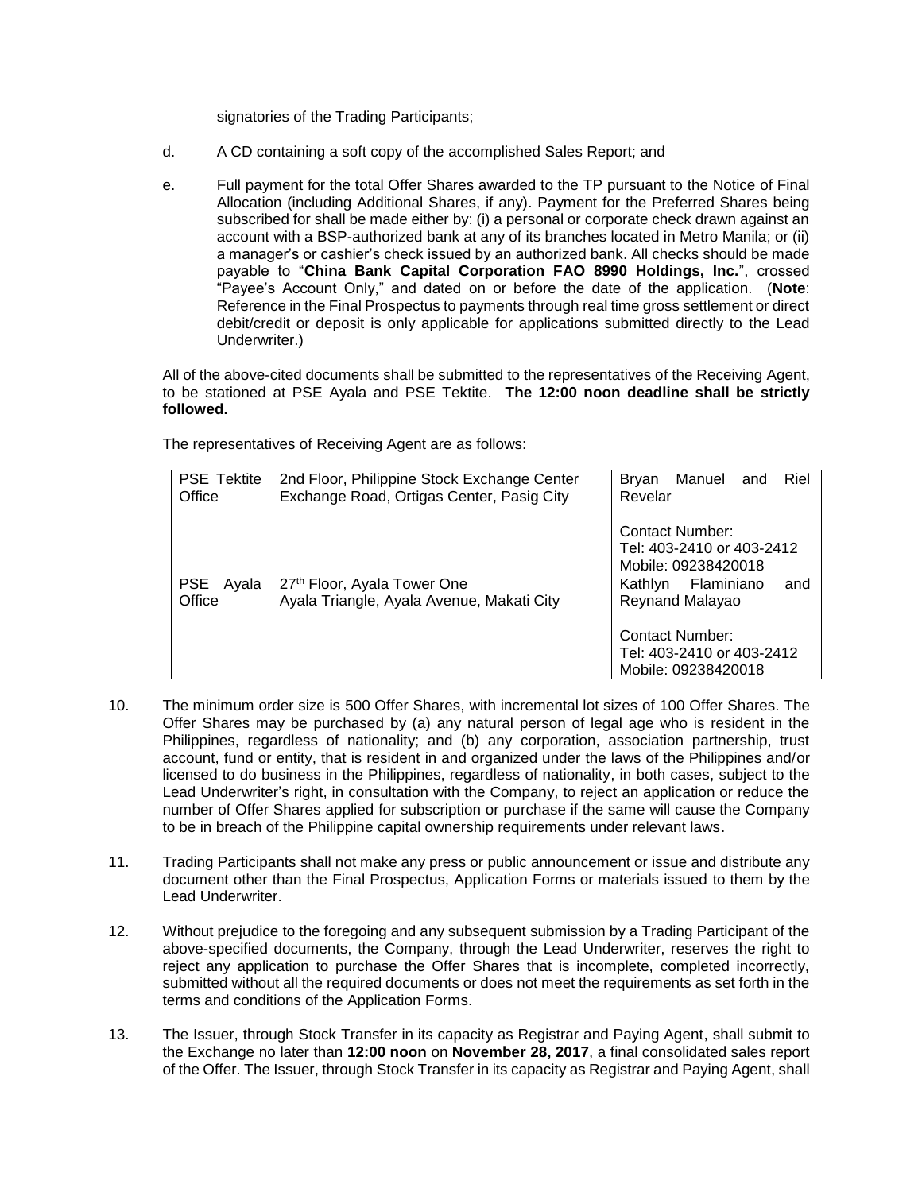signatories of the Trading Participants;

d. A CD containing a soft copy of the accomplished Sales Report; and

e. Full payment for the total Offer Shares awarded to the TP pursuant to the Notice of Final Allocation (including Additional Shares, if any). Payment for the Preferred Shares being subscribed for shall be made either by: (i) a personal or corporate check drawn against an account with a BSP-authorized bank at any of its branches located in Metro Manila; or (ii) a manager's or cashier's check issued by an authorized bank. All checks should be made payable to "**China Bank Capital Corporation FAO 8990 Holdings, Inc.**", crossed "Payee's Account Only," and dated on or before the date of the application. (**Note**: Reference in the Final Prospectus to payments through real time gross settlement or direct debit/credit or deposit is only applicable for applications submitted directly to the Lead Underwriter.)

All of the above-cited documents shall be submitted to the representatives of the Receiving Agent, to be stationed at PSE Ayala and PSE Tektite. **The 12:00 noon deadline shall be strictly followed.**

The representatives of Receiving Agent are as follows:

| | | |
|---|---|---|
| PSE Tektite Office | 2nd Floor, Philippine Stock Exchange Center<br>Exchange Road, Ortigas Center, Pasig City | Bryan Manuel and Riel Revelar<br><br>Contact Number:<br>Tel: 403-2410 or 403-2412<br>Mobile: 09238420018 |
| PSE Ayala Office | 27th Floor, Ayala Tower One<br>Ayala Triangle, Ayala Avenue, Makati City | Kathlyn Flaminiano and Reynand Malayao<br><br>Contact Number:<br>Tel: 403-2410 or 403-2412<br>Mobile: 09238420018 |

10. The minimum order size is 500 Offer Shares, with incremental lot sizes of 100 Offer Shares. The Offer Shares may be purchased by (a) any natural person of legal age who is resident in the Philippines, regardless of nationality; and (b) any corporation, association partnership, trust account, fund or entity, that is resident in and organized under the laws of the Philippines and/or licensed to do business in the Philippines, regardless of nationality, in both cases, subject to the Lead Underwriter's right, in consultation with the Company, to reject an application or reduce the number of Offer Shares applied for subscription or purchase if the same will cause the Company to be in breach of the Philippine capital ownership requirements under relevant laws.

11. Trading Participants shall not make any press or public announcement or issue and distribute any document other than the Final Prospectus, Application Forms or materials issued to them by the Lead Underwriter.

12. Without prejudice to the foregoing and any subsequent submission by a Trading Participant of the above-specified documents, the Company, through the Lead Underwriter, reserves the right to reject any application to purchase the Offer Shares that is incomplete, completed incorrectly, submitted without all the required documents or does not meet the requirements as set forth in the terms and conditions of the Application Forms.

13. The Issuer, through Stock Transfer in its capacity as Registrar and Paying Agent, shall submit to the Exchange no later than **12:00 noon** on **November 28, 2017**, a final consolidated sales report of the Offer. The Issuer, through Stock Transfer in its capacity as Registrar and Paying Agent, shall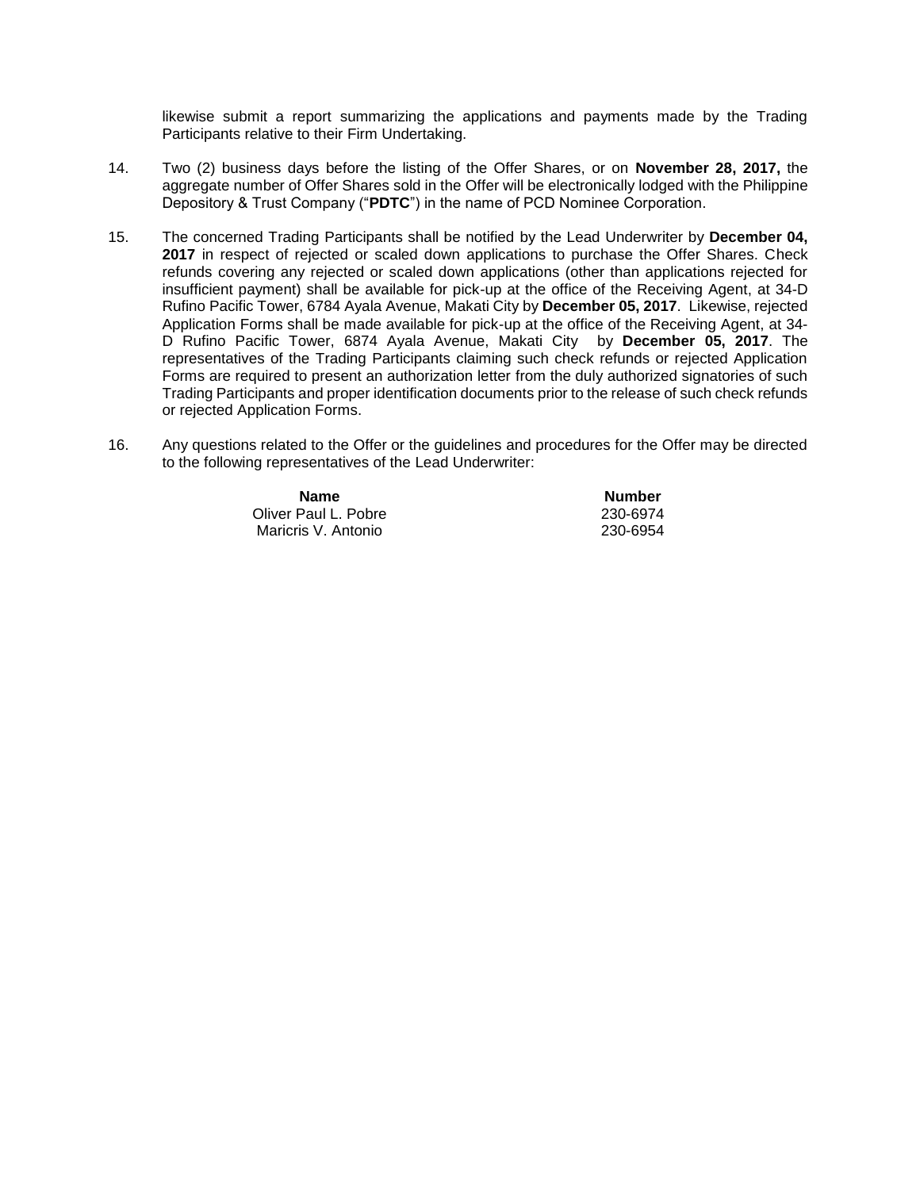likewise submit a report summarizing the applications and payments made by the Trading Participants relative to their Firm Undertaking.

14. Two (2) business days before the listing of the Offer Shares, or on **November 28, 2017,** the aggregate number of Offer Shares sold in the Offer will be electronically lodged with the Philippine Depository & Trust Company ("**PDTC**") in the name of PCD Nominee Corporation.

15. The concerned Trading Participants shall be notified by the Lead Underwriter by **December 04, 2017** in respect of rejected or scaled down applications to purchase the Offer Shares. Check refunds covering any rejected or scaled down applications (other than applications rejected for insufficient payment) shall be available for pick-up at the office of the Receiving Agent, at 34-D Rufino Pacific Tower, 6784 Ayala Avenue, Makati City by **December 05, 2017**. Likewise, rejected Application Forms shall be made available for pick-up at the office of the Receiving Agent, at 34-D Rufino Pacific Tower, 6874 Ayala Avenue, Makati City by **December 05, 2017**. The representatives of the Trading Participants claiming such check refunds or rejected Application Forms are required to present an authorization letter from the duly authorized signatories of such Trading Participants and proper identification documents prior to the release of such check refunds or rejected Application Forms.

16. Any questions related to the Offer or the guidelines and procedures for the Offer may be directed to the following representatives of the Lead Underwriter:

| Name | Number |
| --- | --- |
| Oliver Paul L. Pobre | 230-6974 |
| Maricris V. Antonio | 230-6954 |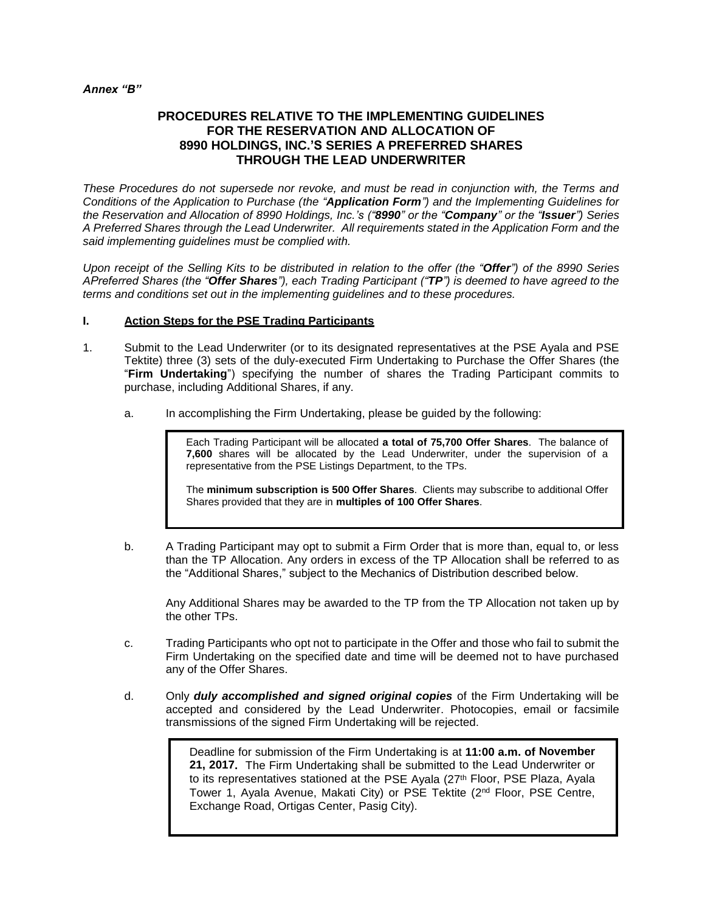***Annex "B"***

## PROCEDURES RELATIVE TO THE IMPLEMENTING GUIDELINES FOR THE RESERVATION AND ALLOCATION OF 8990 HOLDINGS, INC.'S SERIES A PREFERRED SHARES THROUGH THE LEAD UNDERWRITER

*These Procedures do not supersede nor revoke, and must be read in conjunction with, the Terms and Conditions of the Application to Purchase (the "**Application Form**") and the Implementing Guidelines for the Reservation and Allocation of 8990 Holdings, Inc.'s ("**8990**" or the "**Company**" or the "**Issuer**") Series A Preferred Shares through the Lead Underwriter. All requirements stated in the Application Form and the said implementing guidelines must be complied with.*

*Upon receipt of the Selling Kits to be distributed in relation to the offer (the "**Offer**") of the 8990 Series APreferred Shares (the "**Offer Shares**"), each Trading Participant ("**TP**") is deemed to have agreed to the terms and conditions set out in the implementing guidelines and to these procedures.*

### I. Action Steps for the PSE Trading Participants

1. Submit to the Lead Underwriter (or to its designated representatives at the PSE Ayala and PSE Tektite) three (3) sets of the duly-executed Firm Undertaking to Purchase the Offer Shares (the "**Firm Undertaking**") specifying the number of shares the Trading Participant commits to purchase, including Additional Shares, if any.

   a. In accomplishing the Firm Undertaking, please be guided by the following:

      > Each Trading Participant will be allocated **a total of 75,700 Offer Shares**. The balance of **7,600** shares will be allocated by the Lead Underwriter, under the supervision of a representative from the PSE Listings Department, to the TPs.
      >
      > The **minimum subscription is 500 Offer Shares**. Clients may subscribe to additional Offer Shares provided that they are in **multiples of 100 Offer Shares**.

   b. A Trading Participant may opt to submit a Firm Order that is more than, equal to, or less than the TP Allocation. Any orders in excess of the TP Allocation shall be referred to as the "Additional Shares," subject to the Mechanics of Distribution described below.

      Any Additional Shares may be awarded to the TP from the TP Allocation not taken up by the other TPs.

   c. Trading Participants who opt not to participate in the Offer and those who fail to submit the Firm Undertaking on the specified date and time will be deemed not to have purchased any of the Offer Shares.

   d. Only ***duly accomplished and signed original copies*** of the Firm Undertaking will be accepted and considered by the Lead Underwriter. Photocopies, email or facsimile transmissions of the signed Firm Undertaking will be rejected.

      > Deadline for submission of the Firm Undertaking is at **11:00 a.m. of November 21, 2017.** The Firm Undertaking shall be submitted to the Lead Underwriter or to its representatives stationed at the PSE Ayala (27th Floor, PSE Plaza, Ayala Tower 1, Ayala Avenue, Makati City) or PSE Tektite (2nd Floor, PSE Centre, Exchange Road, Ortigas Center, Pasig City).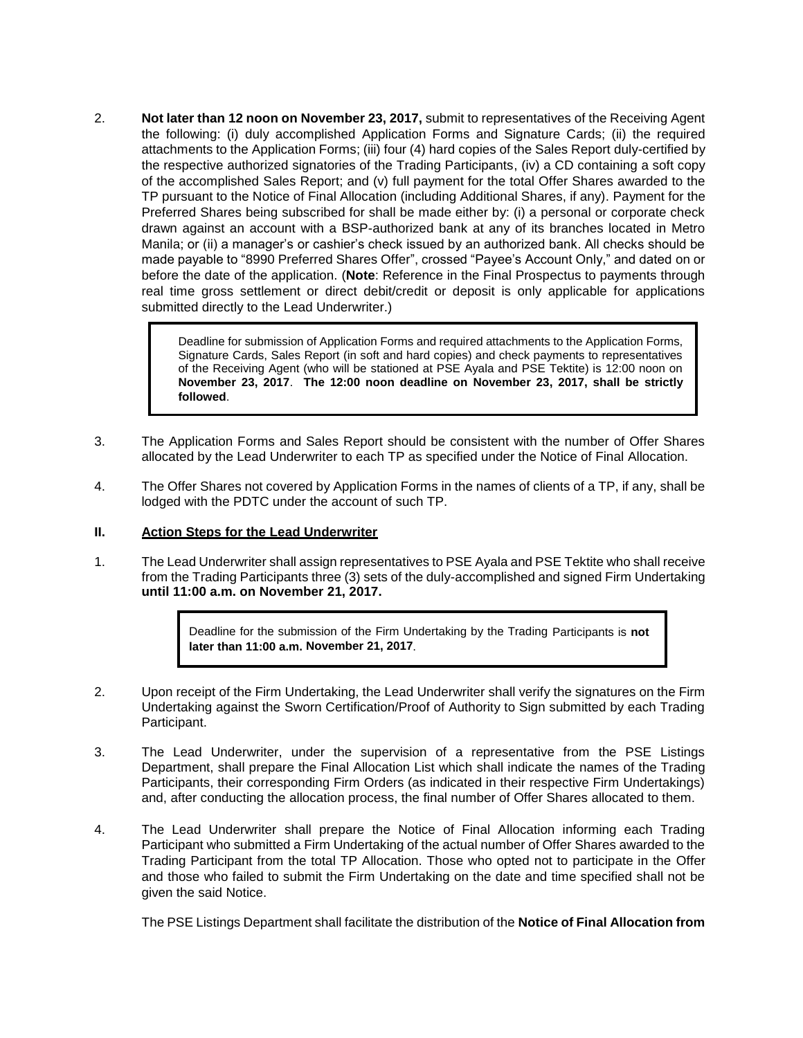2. **Not later than 12 noon on November 23, 2017,** submit to representatives of the Receiving Agent the following: (i) duly accomplished Application Forms and Signature Cards; (ii) the required attachments to the Application Forms; (iii) four (4) hard copies of the Sales Report duly-certified by the respective authorized signatories of the Trading Participants, (iv) a CD containing a soft copy of the accomplished Sales Report; and (v) full payment for the total Offer Shares awarded to the TP pursuant to the Notice of Final Allocation (including Additional Shares, if any). Payment for the Preferred Shares being subscribed for shall be made either by: (i) a personal or corporate check drawn against an account with a BSP-authorized bank at any of its branches located in Metro Manila; or (ii) a manager's or cashier's check issued by an authorized bank. All checks should be made payable to "8990 Preferred Shares Offer", crossed "Payee's Account Only," and dated on or before the date of the application. (**Note**: Reference in the Final Prospectus to payments through real time gross settlement or direct debit/credit or deposit is only applicable for applications submitted directly to the Lead Underwriter.)

> Deadline for submission of Application Forms and required attachments to the Application Forms, Signature Cards, Sales Report (in soft and hard copies) and check payments to representatives of the Receiving Agent (who will be stationed at PSE Ayala and PSE Tektite) is 12:00 noon on **November 23, 2017**. **The 12:00 noon deadline on November 23, 2017, shall be strictly followed**.

3. The Application Forms and Sales Report should be consistent with the number of Offer Shares allocated by the Lead Underwriter to each TP as specified under the Notice of Final Allocation.

4. The Offer Shares not covered by Application Forms in the names of clients of a TP, if any, shall be lodged with the PDTC under the account of such TP.

## II. Action Steps for the Lead Underwriter

1. The Lead Underwriter shall assign representatives to PSE Ayala and PSE Tektite who shall receive from the Trading Participants three (3) sets of the duly-accomplished and signed Firm Undertaking **until 11:00 a.m. on November 21, 2017.**

> Deadline for the submission of the Firm Undertaking by the Trading Participants is **not later than 11:00 a.m. November 21, 2017**.

2. Upon receipt of the Firm Undertaking, the Lead Underwriter shall verify the signatures on the Firm Undertaking against the Sworn Certification/Proof of Authority to Sign submitted by each Trading Participant.

3. The Lead Underwriter, under the supervision of a representative from the PSE Listings Department, shall prepare the Final Allocation List which shall indicate the names of the Trading Participants, their corresponding Firm Orders (as indicated in their respective Firm Undertakings) and, after conducting the allocation process, the final number of Offer Shares allocated to them.

4. The Lead Underwriter shall prepare the Notice of Final Allocation informing each Trading Participant who submitted a Firm Undertaking of the actual number of Offer Shares awarded to the Trading Participant from the total TP Allocation. Those who opted not to participate in the Offer and those who failed to submit the Firm Undertaking on the date and time specified shall not be given the said Notice.

   The PSE Listings Department shall facilitate the distribution of the **Notice of Final Allocation from**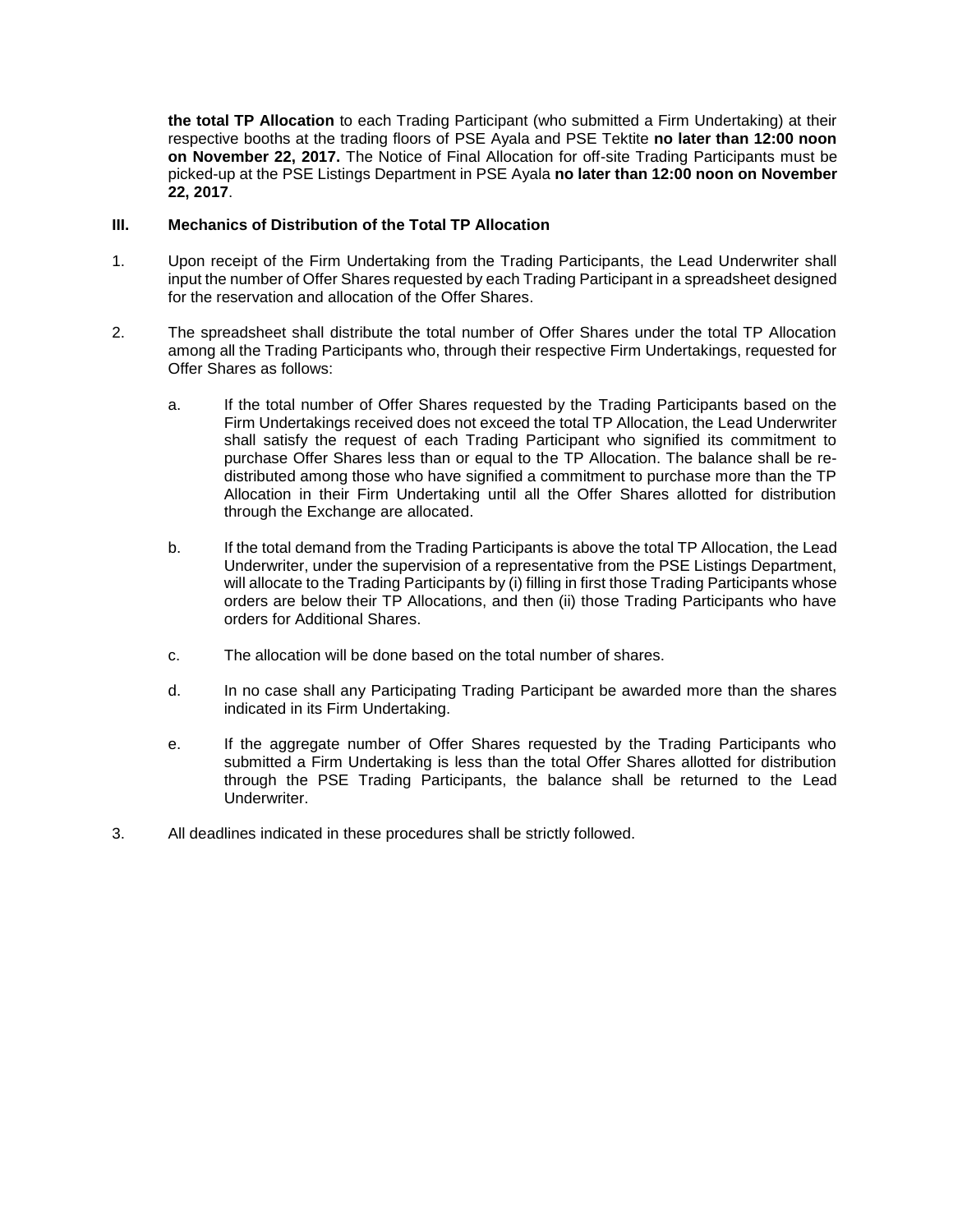**the total TP Allocation** to each Trading Participant (who submitted a Firm Undertaking) at their respective booths at the trading floors of PSE Ayala and PSE Tektite **no later than 12:00 noon on November 22, 2017.** The Notice of Final Allocation for off-site Trading Participants must be picked-up at the PSE Listings Department in PSE Ayala **no later than 12:00 noon on November 22, 2017**.

### III. Mechanics of Distribution of the Total TP Allocation

1. Upon receipt of the Firm Undertaking from the Trading Participants, the Lead Underwriter shall input the number of Offer Shares requested by each Trading Participant in a spreadsheet designed for the reservation and allocation of the Offer Shares.

2. The spreadsheet shall distribute the total number of Offer Shares under the total TP Allocation among all the Trading Participants who, through their respective Firm Undertakings, requested for Offer Shares as follows:

   a. If the total number of Offer Shares requested by the Trading Participants based on the Firm Undertakings received does not exceed the total TP Allocation, the Lead Underwriter shall satisfy the request of each Trading Participant who signified its commitment to purchase Offer Shares less than or equal to the TP Allocation. The balance shall be re-distributed among those who have signified a commitment to purchase more than the TP Allocation in their Firm Undertaking until all the Offer Shares allotted for distribution through the Exchange are allocated.

   b. If the total demand from the Trading Participants is above the total TP Allocation, the Lead Underwriter, under the supervision of a representative from the PSE Listings Department, will allocate to the Trading Participants by (i) filling in first those Trading Participants whose orders are below their TP Allocations, and then (ii) those Trading Participants who have orders for Additional Shares.

   c. The allocation will be done based on the total number of shares.

   d. In no case shall any Participating Trading Participant be awarded more than the shares indicated in its Firm Undertaking.

   e. If the aggregate number of Offer Shares requested by the Trading Participants who submitted a Firm Undertaking is less than the total Offer Shares allotted for distribution through the PSE Trading Participants, the balance shall be returned to the Lead Underwriter.

3. All deadlines indicated in these procedures shall be strictly followed.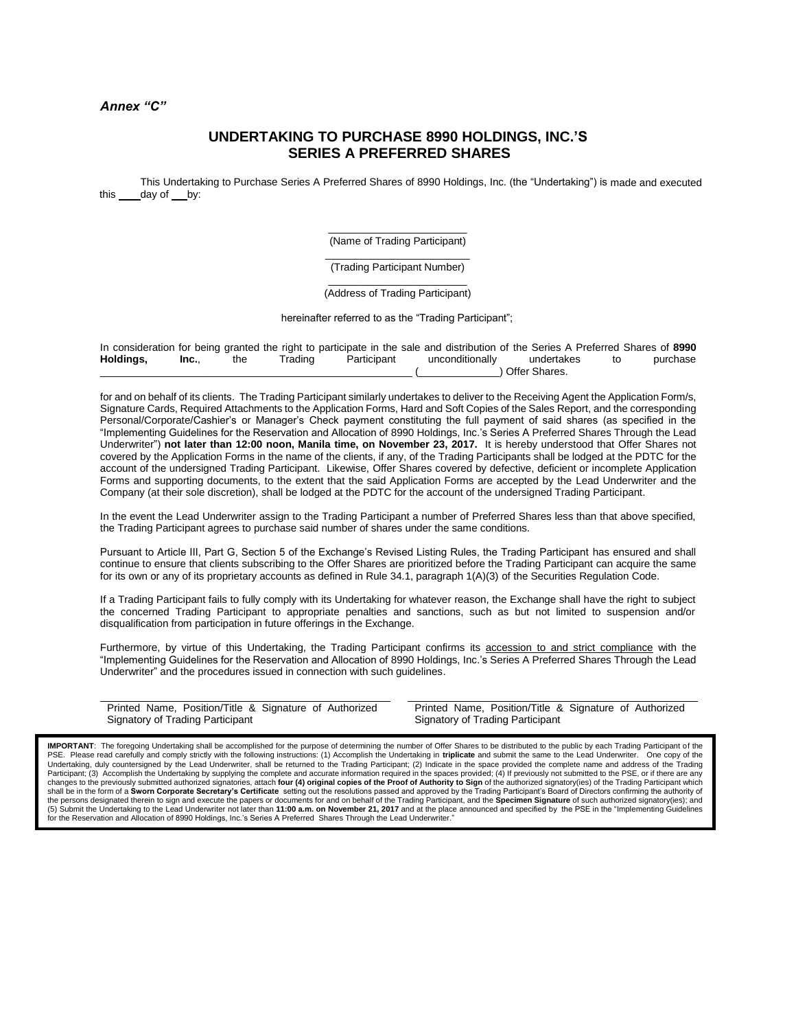*Annex "C"*

# UNDERTAKING TO PURCHASE 8990 HOLDINGS, INC.'S SERIES A PREFERRED SHARES

This Undertaking to Purchase Series A Preferred Shares of 8990 Holdings, Inc. (the "Undertaking") is made and executed this ____day of ___by:

______________________
(Name of Trading Participant)

______________________
(Trading Participant Number)

______________________
(Address of Trading Participant)

hereinafter referred to as the "Trading Participant";

In consideration for being granted the right to participate in the sale and distribution of the Series A Preferred Shares of **8990 Holdings, Inc.**, the Trading Participant unconditionally undertakes to purchase ______________________________________________ (_____________) Offer Shares.

for and on behalf of its clients. The Trading Participant similarly undertakes to deliver to the Receiving Agent the Application Form/s, Signature Cards, Required Attachments to the Application Forms, Hard and Soft Copies of the Sales Report, and the corresponding Personal/Corporate/Cashier's or Manager's Check payment constituting the full payment of said shares (as specified in the "Implementing Guidelines for the Reservation and Allocation of 8990 Holdings, Inc.'s Series A Preferred Shares Through the Lead Underwriter") **not later than 12:00 noon, Manila time, on November 23, 2017.** It is hereby understood that Offer Shares not covered by the Application Forms in the name of the clients, if any, of the Trading Participants shall be lodged at the PDTC for the account of the undersigned Trading Participant. Likewise, Offer Shares covered by defective, deficient or incomplete Application Forms and supporting documents, to the extent that the said Application Forms are accepted by the Lead Underwriter and the Company (at their sole discretion), shall be lodged at the PDTC for the account of the undersigned Trading Participant.

In the event the Lead Underwriter assign to the Trading Participant a number of Preferred Shares less than that above specified, the Trading Participant agrees to purchase said number of shares under the same conditions.

Pursuant to Article III, Part G, Section 5 of the Exchange's Revised Listing Rules, the Trading Participant has ensured and shall continue to ensure that clients subscribing to the Offer Shares are prioritized before the Trading Participant can acquire the same for its own or any of its proprietary accounts as defined in Rule 34.1, paragraph 1(A)(3) of the Securities Regulation Code.

If a Trading Participant fails to fully comply with its Undertaking for whatever reason, the Exchange shall have the right to subject the concerned Trading Participant to appropriate penalties and sanctions, such as but not limited to suspension and/or disqualification from participation in future offerings in the Exchange.

Furthermore, by virtue of this Undertaking, the Trading Participant confirms its accession to and strict compliance with the "Implementing Guidelines for the Reservation and Allocation of 8990 Holdings, Inc.'s Series A Preferred Shares Through the Lead Underwriter" and the procedures issued in connection with such guidelines.

______________________________________
Printed Name, Position/Title & Signature of Authorized Signatory of Trading Participant

______________________________________
Printed Name, Position/Title & Signature of Authorized Signatory of Trading Participant

**IMPORTANT**: The foregoing Undertaking shall be accomplished for the purpose of determining the number of Offer Shares to be distributed to the public by each Trading Participant of the PSE. Please read carefully and comply strictly with the following instructions: (1) Accomplish the Undertaking in **triplicate** and submit the same to the Lead Underwriter. One copy of the Undertaking, duly countersigned by the Lead Underwriter, shall be returned to the Trading Participant; (2) Indicate in the space provided the complete name and address of the Trading Participant; (3) Accomplish the Undertaking by supplying the complete and accurate information required in the spaces provided; (4) If previously not submitted to the PSE, or if there are any changes to the previously submitted authorized signatories, attach **four (4) original copies of the Proof of Authority to Sign** of the authorized signatory(ies) of the Trading Participant which shall be in the form of a **Sworn Corporate Secretary's Certificate** setting out the resolutions passed and approved by the Trading Participant's Board of Directors confirming the authority of the persons designated therein to sign and execute the papers or documents for and on behalf of the Trading Participant, and the **Specimen Signature** of such authorized signatory(ies); and (5) Submit the Undertaking to the Lead Underwriter not later than **11:00 a.m. on November 21, 2017** and at the place announced and specified by the PSE in the "Implementing Guidelines for the Reservation and Allocation of 8990 Holdings, Inc.'s Series A Preferred Shares Through the Lead Underwriter."